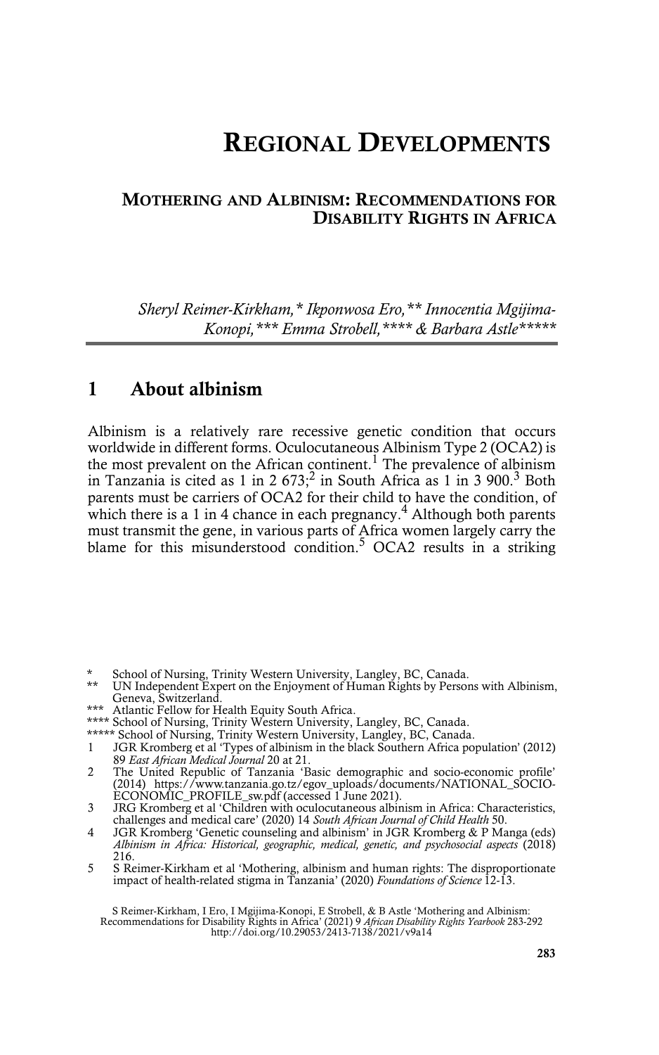# REGIONAL DEVELOPMENTS

## MOTHERING AND ALBINISM: RECOMMENDATIONS FOR DISABILITY RIGHTS IN AFRICA

*Sheryl Reimer-Kirkham,\* Ikponwosa Ero,\*\* Innocentia Mgijima-Konopi,\*\*\* Emma Strobell,\*\*\*\* & Barbara Astle\*\*\*\*\**

## 1 About albinism

Albinism is a relatively rare recessive genetic condition that occurs worldwide in different forms. Oculocutaneous Albinism Type 2 (OCA2) is the most prevalent on the African continent.[1] The prevalence of albinism in Tanzania is cited as 1 in 2 673;[2] in South Africa as 1 in 3 900.[3] Both parents must be carriers of OCA2 for their child to have the condition, of which there is a 1 in 4 chance in each pregnancy.[4] Although both parents must transmit the gene, in various parts of Africa women largely carry the blame for this misunderstood condition.[5] OCA2 results in a striking

---

\* School of Nursing, Trinity Western University, Langley, BC, Canada.

\*\* UN Independent Expert on the Enjoyment of Human Rights by Persons with Albinism, Geneva, Switzerland.

\*\*\* Atlantic Fellow for Health Equity South Africa.

\*\*\*\* School of Nursing, Trinity Western University, Langley, BC, Canada.

\*\*\*\*\* School of Nursing, Trinity Western University, Langley, BC, Canada.

1 JGR Kromberg et al 'Types of albinism in the black Southern Africa population' (2012) 89 *East African Medical Journal* 20 at 21.

2 The United Republic of Tanzania 'Basic demographic and socio-economic profile' (2014) https://www.tanzania.go.tz/egov_uploads/documents/NATIONAL_SOCIO-ECONOMIC_PROFILE_sw.pdf (accessed 1 June 2021).

3 JRG Kromberg et al 'Children with oculocutaneous albinism in Africa: Characteristics, challenges and medical care' (2020) 14 *South African Journal of Child Health* 50.

4 JGR Kromberg 'Genetic counseling and albinism' in JGR Kromberg & P Manga (eds) *Albinism in Africa: Historical, geographic, medical, genetic, and psychosocial aspects* (2018) 216.

5 S Reimer-Kirkham et al 'Mothering, albinism and human rights: The disproportionate impact of health-related stigma in Tanzania' (2020) *Foundations of Science* 12-13.

S Reimer-Kirkham, I Ero, I Mgijima-Konopi, E Strobell, & B Astle 'Mothering and Albinism: Recommendations for Disability Rights in Africa' (2021) 9 *African Disability Rights Yearbook* 283-292 http://doi.org/10.29053/2413-7138/2021/v9a14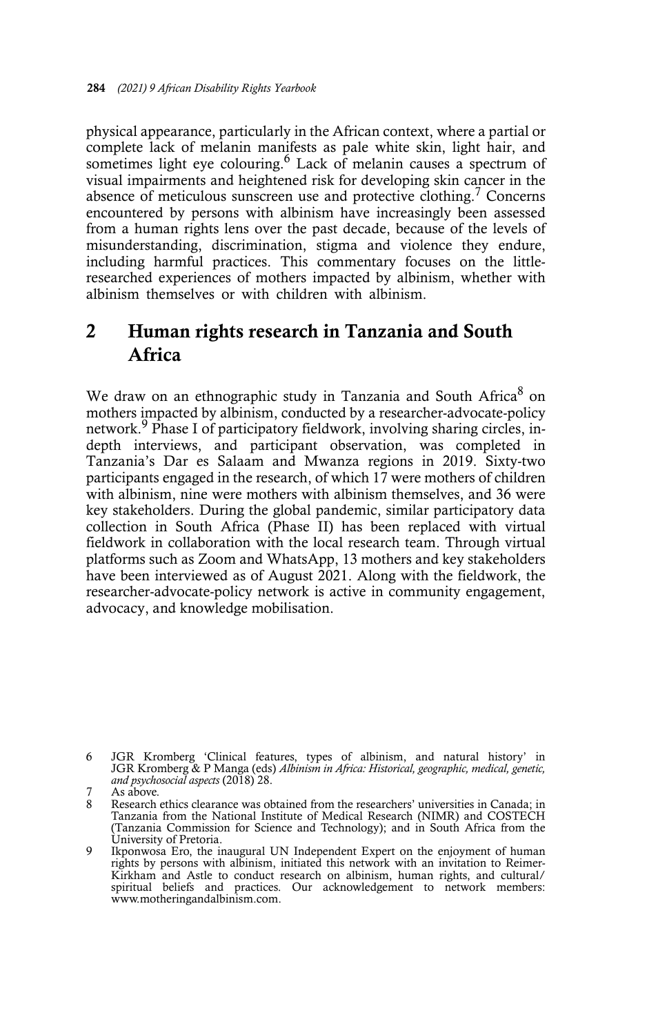physical appearance, particularly in the African context, where a partial or complete lack of melanin manifests as pale white skin, light hair, and sometimes light eye colouring.[6] Lack of melanin causes a spectrum of visual impairments and heightened risk for developing skin cancer in the absence of meticulous sunscreen use and protective clothing.[7] Concerns encountered by persons with albinism have increasingly been assessed from a human rights lens over the past decade, because of the levels of misunderstanding, discrimination, stigma and violence they endure, including harmful practices. This commentary focuses on the little-researched experiences of mothers impacted by albinism, whether with albinism themselves or with children with albinism.

## 2 Human rights research in Tanzania and South Africa

We draw on an ethnographic study in Tanzania and South Africa[8] on mothers impacted by albinism, conducted by a researcher-advocate-policy network.[9] Phase I of participatory fieldwork, involving sharing circles, in-depth interviews, and participant observation, was completed in Tanzania's Dar es Salaam and Mwanza regions in 2019. Sixty-two participants engaged in the research, of which 17 were mothers of children with albinism, nine were mothers with albinism themselves, and 36 were key stakeholders. During the global pandemic, similar participatory data collection in South Africa (Phase II) has been replaced with virtual fieldwork in collaboration with the local research team. Through virtual platforms such as Zoom and WhatsApp, 13 mothers and key stakeholders have been interviewed as of August 2021. Along with the fieldwork, the researcher-advocate-policy network is active in community engagement, advocacy, and knowledge mobilisation.

---

6 JGR Kromberg 'Clinical features, types of albinism, and natural history' in JGR Kromberg & P Manga (eds) *Albinism in Africa: Historical, geographic, medical, genetic, and psychosocial aspects* (2018) 28.

7 As above.

8 Research ethics clearance was obtained from the researchers' universities in Canada; in Tanzania from the National Institute of Medical Research (NIMR) and COSTECH (Tanzania Commission for Science and Technology); and in South Africa from the University of Pretoria.

9 Ikponwosa Ero, the inaugural UN Independent Expert on the enjoyment of human rights by persons with albinism, initiated this network with an invitation to Reimer-Kirkham and Astle to conduct research on albinism, human rights, and cultural/spiritual beliefs and practices. Our acknowledgement to network members: www.motheringandalbinism.com.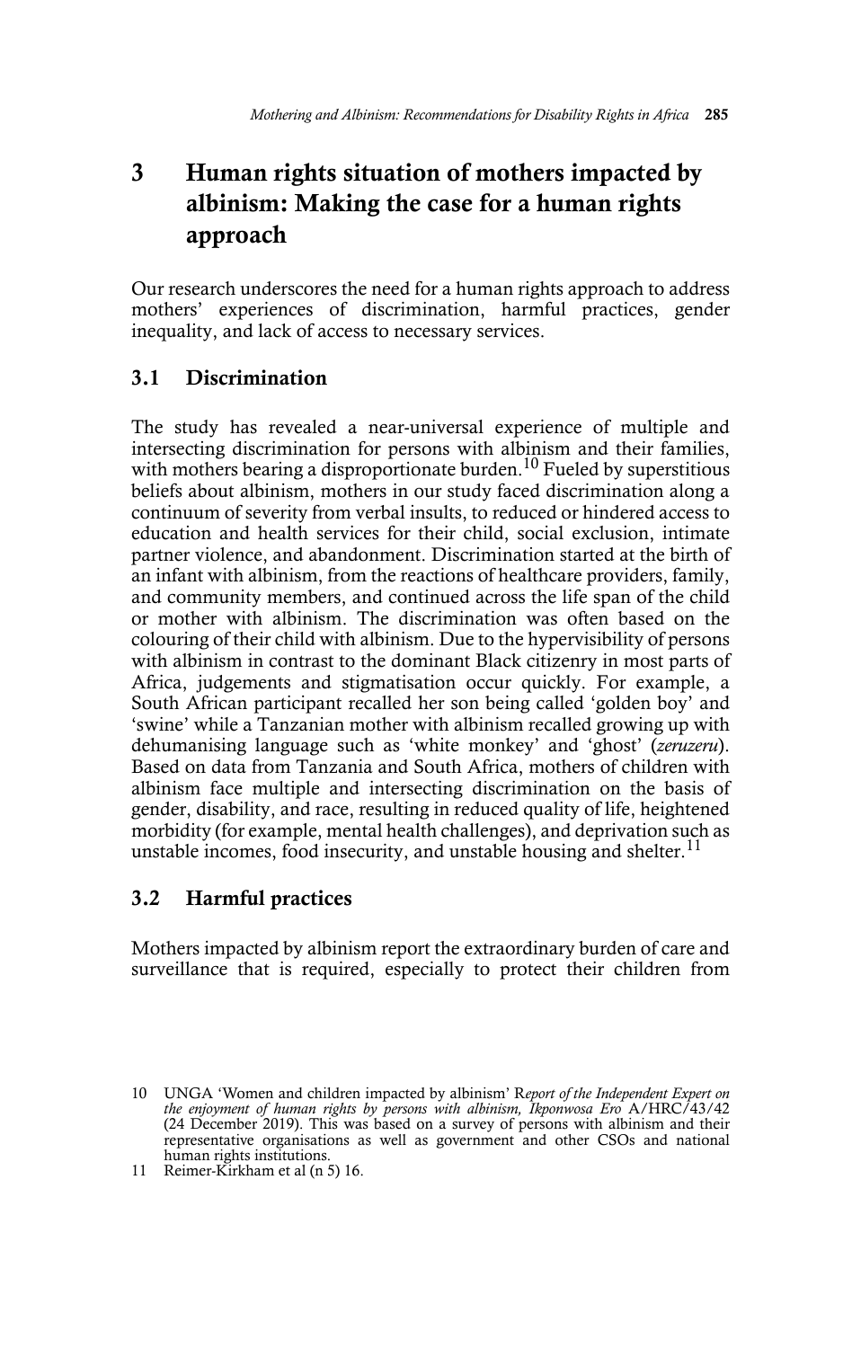## 3 Human rights situation of mothers impacted by albinism: Making the case for a human rights approach

Our research underscores the need for a human rights approach to address mothers' experiences of discrimination, harmful practices, gender inequality, and lack of access to necessary services.

### 3.1 Discrimination

The study has revealed a near-universal experience of multiple and intersecting discrimination for persons with albinism and their families, with mothers bearing a disproportionate burden.[10] Fueled by superstitious beliefs about albinism, mothers in our study faced discrimination along a continuum of severity from verbal insults, to reduced or hindered access to education and health services for their child, social exclusion, intimate partner violence, and abandonment. Discrimination started at the birth of an infant with albinism, from the reactions of healthcare providers, family, and community members, and continued across the life span of the child or mother with albinism. The discrimination was often based on the colouring of their child with albinism. Due to the hypervisibility of persons with albinism in contrast to the dominant Black citizenry in most parts of Africa, judgements and stigmatisation occur quickly. For example, a South African participant recalled her son being called 'golden boy' and 'swine' while a Tanzanian mother with albinism recalled growing up with dehumanising language such as 'white monkey' and 'ghost' (*zeruzeru*). Based on data from Tanzania and South Africa, mothers of children with albinism face multiple and intersecting discrimination on the basis of gender, disability, and race, resulting in reduced quality of life, heightened morbidity (for example, mental health challenges), and deprivation such as unstable incomes, food insecurity, and unstable housing and shelter.[11]

### 3.2 Harmful practices

Mothers impacted by albinism report the extraordinary burden of care and surveillance that is required, especially to protect their children from

---

10 UNGA 'Women and children impacted by albinism' R*eport of the Independent Expert on the enjoyment of human rights by persons with albinism, Ikponwosa Ero* A/HRC/43/42 (24 December 2019). This was based on a survey of persons with albinism and their representative organisations as well as government and other CSOs and national human rights institutions.

11 Reimer-Kirkham et al (n 5) 16.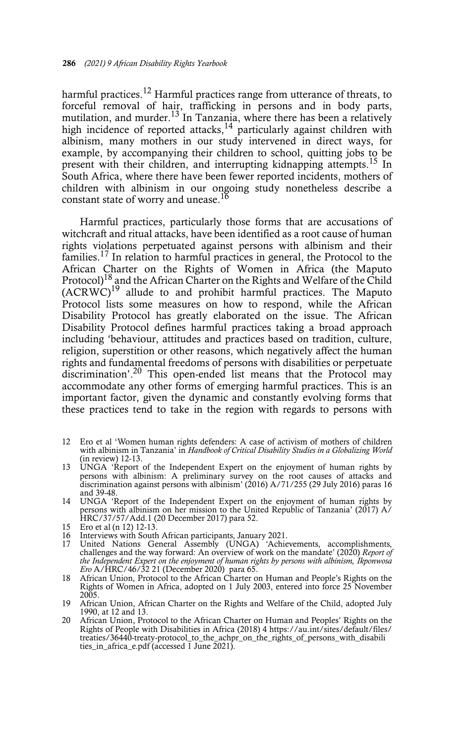harmful practices.[12] Harmful practices range from utterance of threats, to forceful removal of hair, trafficking in persons and in body parts, mutilation, and murder.[13] In Tanzania, where there has been a relatively high incidence of reported attacks,[14] particularly against children with albinism, many mothers in our study intervened in direct ways, for example, by accompanying their children to school, quitting jobs to be present with their children, and interrupting kidnapping attempts.[15] In South Africa, where there have been fewer reported incidents, mothers of children with albinism in our ongoing study nonetheless describe a constant state of worry and unease.[16]

Harmful practices, particularly those forms that are accusations of witchcraft and ritual attacks, have been identified as a root cause of human rights violations perpetuated against persons with albinism and their families.[17] In relation to harmful practices in general, the Protocol to the African Charter on the Rights of Women in Africa (the Maputo Protocol)[18] and the African Charter on the Rights and Welfare of the Child (ACRWC)[19] allude to and prohibit harmful practices. The Maputo Protocol lists some measures on how to respond, while the African Disability Protocol has greatly elaborated on the issue. The African Disability Protocol defines harmful practices taking a broad approach including 'behaviour, attitudes and practices based on tradition, culture, religion, superstition or other reasons, which negatively affect the human rights and fundamental freedoms of persons with disabilities or perpetuate discrimination'.[20] This open-ended list means that the Protocol may accommodate any other forms of emerging harmful practices. This is an important factor, given the dynamic and constantly evolving forms that these practices tend to take in the region with regards to persons with

12 Ero et al 'Women human rights defenders: A case of activism of mothers of children with albinism in Tanzania' in *Handbook of Critical Disability Studies in a Globalizing World* (in review) 12-13.

13 UNGA 'Report of the Independent Expert on the enjoyment of human rights by persons with albinism: A preliminary survey on the root causes of attacks and discrimination against persons with albinism' (2016) A/71/255 (29 July 2016) paras 16 and 39-48.

14 UNGA 'Report of the Independent Expert on the enjoyment of human rights by persons with albinism on her mission to the United Republic of Tanzania' (2017) A/HRC/37/57/Add.1 (20 December 2017) para 52.

15 Ero et al (n 12) 12-13.

16 Interviews with South African participants, January 2021.

17 United Nations General Assembly (UNGA) 'Achievements, accomplishments, challenges and the way forward: An overview of work on the mandate' (2020) *Report of the Independent Expert on the enjoyment of human rights by persons with albinism, Ikponwosa Ero* A/HRC/46/32 21 (December 2020) para 65.

18 African Union, Protocol to the African Charter on Human and People's Rights on the Rights of Women in Africa, adopted on 1 July 2003, entered into force 25 November 2005.

19 African Union, African Charter on the Rights and Welfare of the Child, adopted July 1990, at 12 and 13.

20 African Union, Protocol to the African Charter on Human and Peoples' Rights on the Rights of People with Disabilities in Africa (2018) 4 https://au.int/sites/default/files/treaties/36440-treaty-protocol_to_the_achpr_on_the_rights_of_persons_with_disabilities_in_africa_e.pdf (accessed 1 June 2021).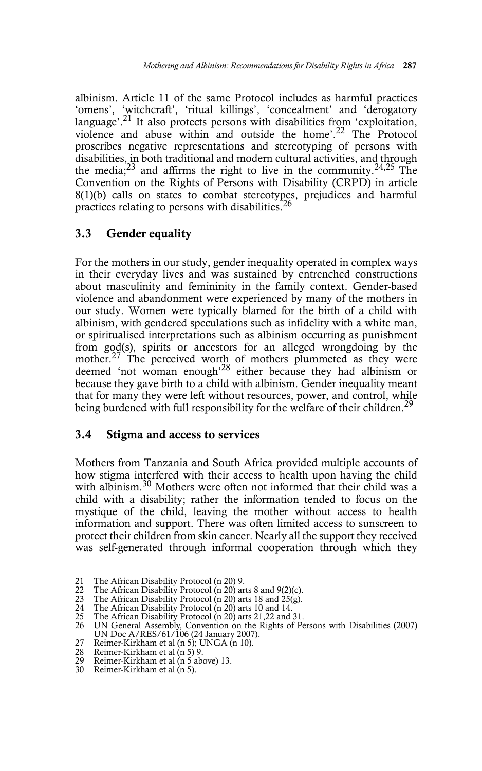albinism. Article 11 of the same Protocol includes as harmful practices 'omens', 'witchcraft', 'ritual killings', 'concealment' and 'derogatory language'.[21] It also protects persons with disabilities from 'exploitation, violence and abuse within and outside the home'.[22] The Protocol proscribes negative representations and stereotyping of persons with disabilities, in both traditional and modern cultural activities, and through the media;[23] and affirms the right to live in the community.[24,25] The Convention on the Rights of Persons with Disability (CRPD) in article 8(1)(b) calls on states to combat stereotypes, prejudices and harmful practices relating to persons with disabilities.[26]

## 3.3 Gender equality

For the mothers in our study, gender inequality operated in complex ways in their everyday lives and was sustained by entrenched constructions about masculinity and femininity in the family context. Gender-based violence and abandonment were experienced by many of the mothers in our study. Women were typically blamed for the birth of a child with albinism, with gendered speculations such as infidelity with a white man, or spiritualised interpretations such as albinism occurring as punishment from god(s), spirits or ancestors for an alleged wrongdoing by the mother.[27] The perceived worth of mothers plummeted as they were deemed 'not woman enough'[28] either because they had albinism or because they gave birth to a child with albinism. Gender inequality meant that for many they were left without resources, power, and control, while being burdened with full responsibility for the welfare of their children.[29]

## 3.4 Stigma and access to services

Mothers from Tanzania and South Africa provided multiple accounts of how stigma interfered with their access to health upon having the child with albinism.[30] Mothers were often not informed that their child was a child with a disability; rather the information tended to focus on the mystique of the child, leaving the mother without access to health information and support. There was often limited access to sunscreen to protect their children from skin cancer. Nearly all the support they received was self-generated through informal cooperation through which they

21 The African Disability Protocol (n 20) 9.
22 The African Disability Protocol (n 20) arts 8 and 9(2)(c).
23 The African Disability Protocol (n 20) arts 18 and 25(g).
24 The African Disability Protocol (n 20) arts 10 and 14.
25 The African Disability Protocol (n 20) arts 21,22 and 31.
26 UN General Assembly, Convention on the Rights of Persons with Disabilities (2007) UN Doc A/RES/61/106 (24 January 2007).
27 Reimer-Kirkham et al (n 5); UNGA (n 10).
28 Reimer-Kirkham et al (n 5) 9.
29 Reimer-Kirkham et al (n 5 above) 13.
30 Reimer-Kirkham et al (n 5).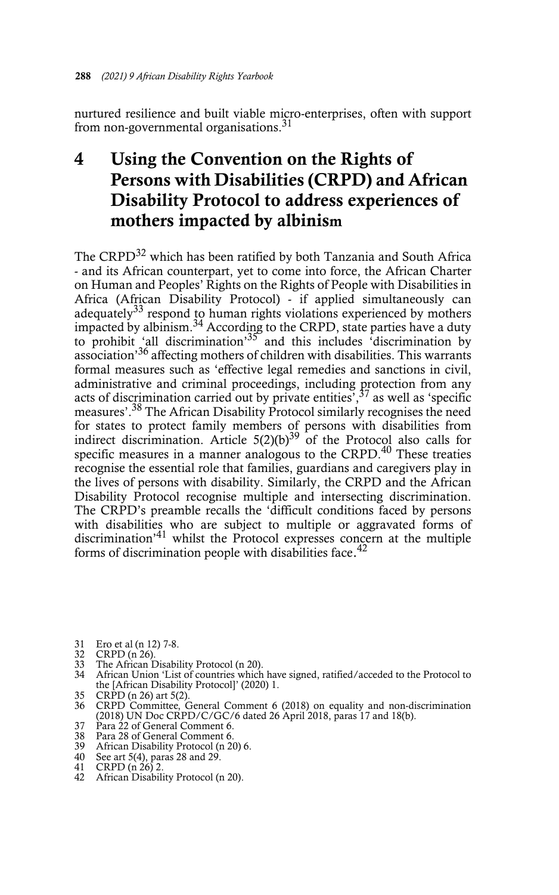nurtured resilience and built viable micro-enterprises, often with support from non-governmental organisations.[31]

## 4 Using the Convention on the Rights of Persons with Disabilities (CRPD) and African Disability Protocol to address experiences of mothers impacted by albinism

The CRPD[32] which has been ratified by both Tanzania and South Africa - and its African counterpart, yet to come into force, the African Charter on Human and Peoples' Rights on the Rights of People with Disabilities in Africa (African Disability Protocol) - if applied simultaneously can adequately[33] respond to human rights violations experienced by mothers impacted by albinism.[34] According to the CRPD, state parties have a duty to prohibit 'all discrimination'[35] and this includes 'discrimination by association'[36] affecting mothers of children with disabilities. This warrants formal measures such as 'effective legal remedies and sanctions in civil, administrative and criminal proceedings, including protection from any acts of discrimination carried out by private entities',[37] as well as 'specific measures'.[38] The African Disability Protocol similarly recognises the need for states to protect family members of persons with disabilities from indirect discrimination. Article 5(2)(b)[39] of the Protocol also calls for specific measures in a manner analogous to the CRPD.[40] These treaties recognise the essential role that families, guardians and caregivers play in the lives of persons with disability. Similarly, the CRPD and the African Disability Protocol recognise multiple and intersecting discrimination. The CRPD's preamble recalls the 'difficult conditions faced by persons with disabilities who are subject to multiple or aggravated forms of discrimination'[41] whilst the Protocol expresses concern at the multiple forms of discrimination people with disabilities face.[42]

31 Ero et al (n 12) 7-8.
32 CRPD (n 26).
33 The African Disability Protocol (n 20).
34 African Union 'List of countries which have signed, ratified/acceded to the Protocol to the [African Disability Protocol]' (2020) 1.
35 CRPD (n 26) art 5(2).
36 CRPD Committee, General Comment 6 (2018) on equality and non-discrimination (2018) UN Doc CRPD/C/GC/6 dated 26 April 2018, paras 17 and 18(b).
37 Para 22 of General Comment 6.
38 Para 28 of General Comment 6.
39 African Disability Protocol (n 20) 6.
40 See art 5(4), paras 28 and 29.
41 CRPD (n 26) 2.
42 African Disability Protocol (n 20).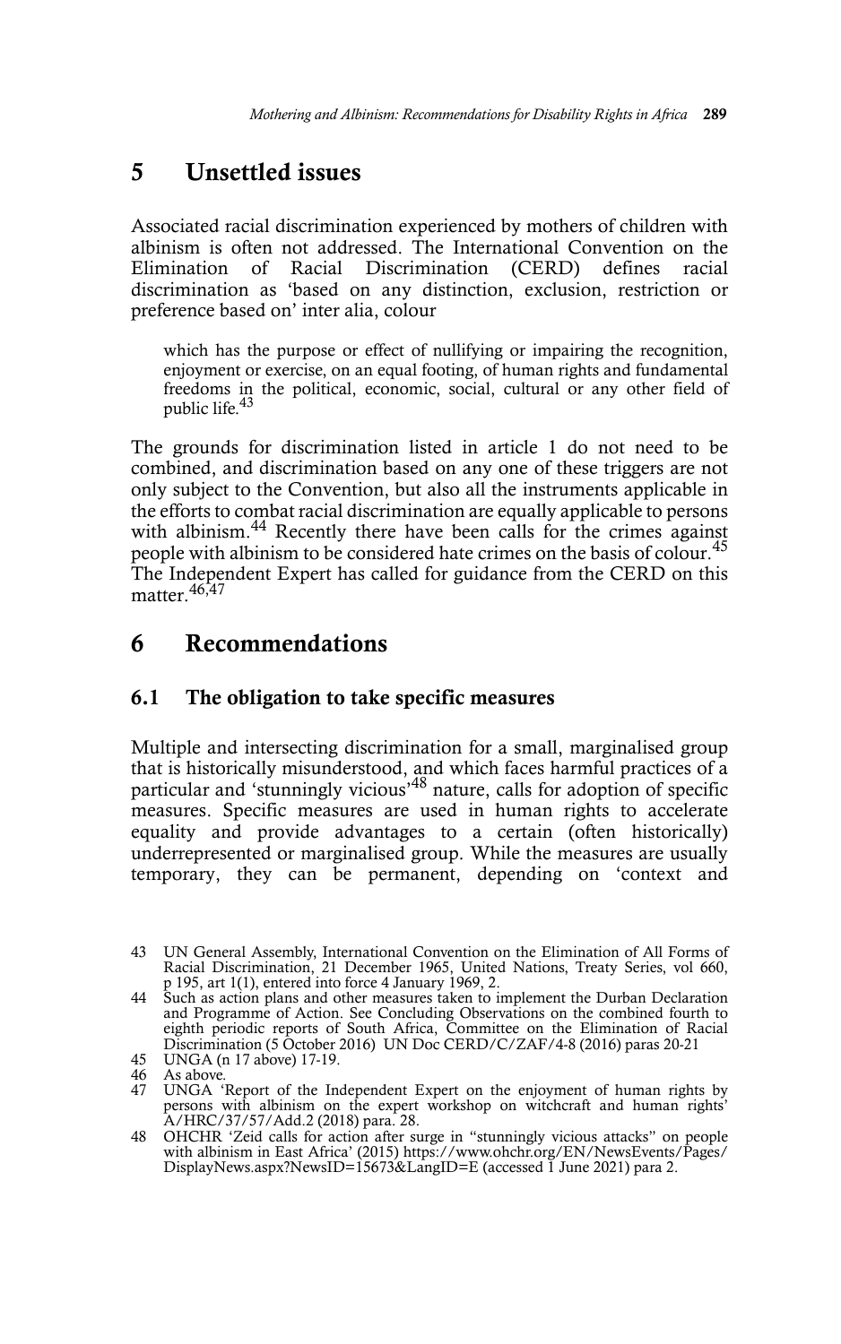## 5 Unsettled issues

Associated racial discrimination experienced by mothers of children with albinism is often not addressed. The International Convention on the Elimination of Racial Discrimination (CERD) defines racial discrimination as 'based on any distinction, exclusion, restriction or preference based on' inter alia, colour

> which has the purpose or effect of nullifying or impairing the recognition, enjoyment or exercise, on an equal footing, of human rights and fundamental freedoms in the political, economic, social, cultural or any other field of public life.[43]

The grounds for discrimination listed in article 1 do not need to be combined, and discrimination based on any one of these triggers are not only subject to the Convention, but also all the instruments applicable in the efforts to combat racial discrimination are equally applicable to persons with albinism.[44] Recently there have been calls for the crimes against people with albinism to be considered hate crimes on the basis of colour.[45] The Independent Expert has called for guidance from the CERD on this matter.[46,47]

## 6 Recommendations

### 6.1 The obligation to take specific measures

Multiple and intersecting discrimination for a small, marginalised group that is historically misunderstood, and which faces harmful practices of a particular and 'stunningly vicious'[48] nature, calls for adoption of specific measures. Specific measures are used in human rights to accelerate equality and provide advantages to a certain (often historically) underrepresented or marginalised group. While the measures are usually temporary, they can be permanent, depending on 'context and

---

43 UN General Assembly, International Convention on the Elimination of All Forms of Racial Discrimination, 21 December 1965, United Nations, Treaty Series, vol 660, p 195, art 1(1), entered into force 4 January 1969, 2.

44 Such as action plans and other measures taken to implement the Durban Declaration and Programme of Action. See Concluding Observations on the combined fourth to eighth periodic reports of South Africa, Committee on the Elimination of Racial Discrimination (5 October 2016) UN Doc CERD/C/ZAF/4-8 (2016) paras 20-21

45 UNGA (n 17 above) 17-19.

46 As above.

47 UNGA 'Report of the Independent Expert on the enjoyment of human rights by persons with albinism on the expert workshop on witchcraft and human rights' A/HRC/37/57/Add.2 (2018) para. 28.

48 OHCHR 'Zeid calls for action after surge in "stunningly vicious attacks" on people with albinism in East Africa' (2015) https://www.ohchr.org/EN/NewsEvents/Pages/DisplayNews.aspx?NewsID=15673&LangID=E (accessed 1 June 2021) para 2.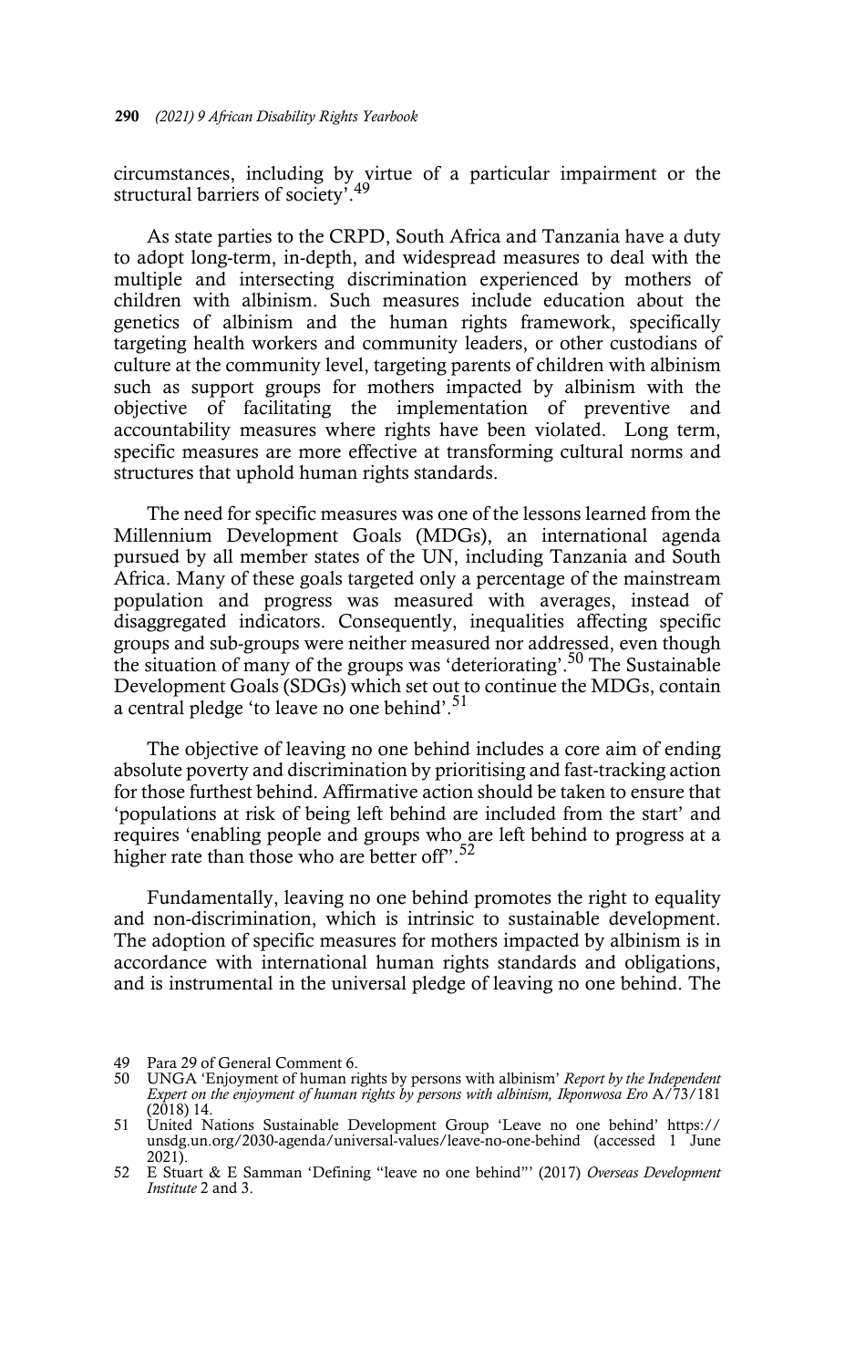circumstances, including by virtue of a particular impairment or the structural barriers of society'.[49]

As state parties to the CRPD, South Africa and Tanzania have a duty to adopt long-term, in-depth, and widespread measures to deal with the multiple and intersecting discrimination experienced by mothers of children with albinism. Such measures include education about the genetics of albinism and the human rights framework, specifically targeting health workers and community leaders, or other custodians of culture at the community level, targeting parents of children with albinism such as support groups for mothers impacted by albinism with the objective of facilitating the implementation of preventive and accountability measures where rights have been violated. Long term, specific measures are more effective at transforming cultural norms and structures that uphold human rights standards.

The need for specific measures was one of the lessons learned from the Millennium Development Goals (MDGs), an international agenda pursued by all member states of the UN, including Tanzania and South Africa. Many of these goals targeted only a percentage of the mainstream population and progress was measured with averages, instead of disaggregated indicators. Consequently, inequalities affecting specific groups and sub-groups were neither measured nor addressed, even though the situation of many of the groups was 'deteriorating'.[50] The Sustainable Development Goals (SDGs) which set out to continue the MDGs, contain a central pledge 'to leave no one behind'.[51]

The objective of leaving no one behind includes a core aim of ending absolute poverty and discrimination by prioritising and fast-tracking action for those furthest behind. Affirmative action should be taken to ensure that 'populations at risk of being left behind are included from the start' and requires 'enabling people and groups who are left behind to progress at a higher rate than those who are better off".[52]

Fundamentally, leaving no one behind promotes the right to equality and non-discrimination, which is intrinsic to sustainable development. The adoption of specific measures for mothers impacted by albinism is in accordance with international human rights standards and obligations, and is instrumental in the universal pledge of leaving no one behind. The

---

49 Para 29 of General Comment 6.

50 UNGA 'Enjoyment of human rights by persons with albinism' *Report by the Independent Expert on the enjoyment of human rights by persons with albinism, Ikponwosa Ero* A/73/181 (2018) 14.

51 United Nations Sustainable Development Group 'Leave no one behind' https://unsdg.un.org/2030-agenda/universal-values/leave-no-one-behind (accessed 1 June 2021).

52 E Stuart & E Samman 'Defining "leave no one behind"' (2017) *Overseas Development Institute* 2 and 3.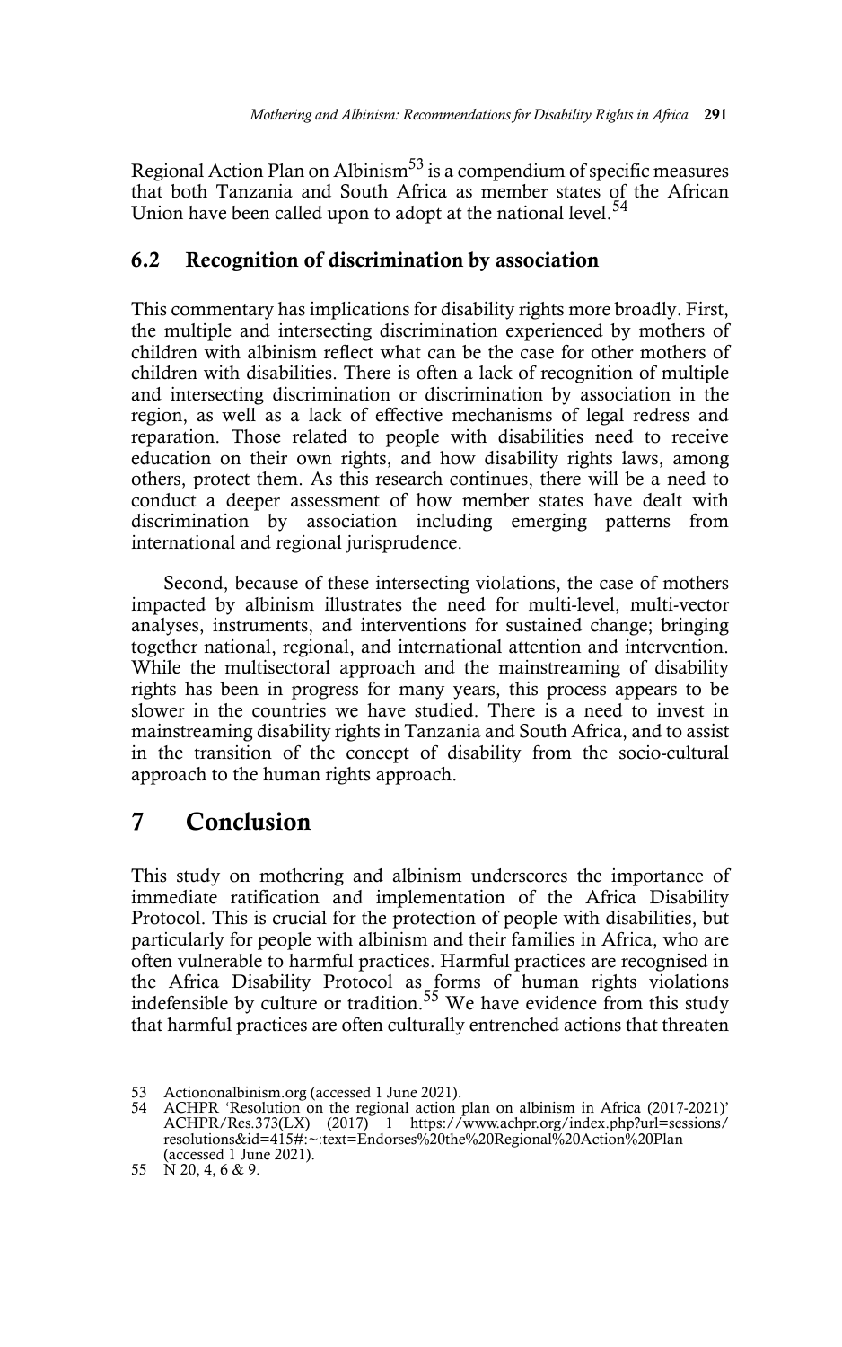Regional Action Plan on Albinism[53] is a compendium of specific measures that both Tanzania and South Africa as member states of the African Union have been called upon to adopt at the national level.[54]

## 6.2 Recognition of discrimination by association

This commentary has implications for disability rights more broadly. First, the multiple and intersecting discrimination experienced by mothers of children with albinism reflect what can be the case for other mothers of children with disabilities. There is often a lack of recognition of multiple and intersecting discrimination or discrimination by association in the region, as well as a lack of effective mechanisms of legal redress and reparation. Those related to people with disabilities need to receive education on their own rights, and how disability rights laws, among others, protect them. As this research continues, there will be a need to conduct a deeper assessment of how member states have dealt with discrimination by association including emerging patterns from international and regional jurisprudence.

Second, because of these intersecting violations, the case of mothers impacted by albinism illustrates the need for multi-level, multi-vector analyses, instruments, and interventions for sustained change; bringing together national, regional, and international attention and intervention. While the multisectoral approach and the mainstreaming of disability rights has been in progress for many years, this process appears to be slower in the countries we have studied. There is a need to invest in mainstreaming disability rights in Tanzania and South Africa, and to assist in the transition of the concept of disability from the socio-cultural approach to the human rights approach.

# 7 Conclusion

This study on mothering and albinism underscores the importance of immediate ratification and implementation of the Africa Disability Protocol. This is crucial for the protection of people with disabilities, but particularly for people with albinism and their families in Africa, who are often vulnerable to harmful practices. Harmful practices are recognised in the Africa Disability Protocol as forms of human rights violations indefensible by culture or tradition.[55] We have evidence from this study that harmful practices are often culturally entrenched actions that threaten

53 Actiononalbinism.org (accessed 1 June 2021).

54 ACHPR 'Resolution on the regional action plan on albinism in Africa (2017-2021)' ACHPR/Res.373(LX) (2017) 1 https://www.achpr.org/index.php?url=sessions/resolutions&id=415#:~:text=Endorses%20the%20Regional%20Action%20Plan (accessed 1 June 2021).

55 N 20, 4, 6 & 9.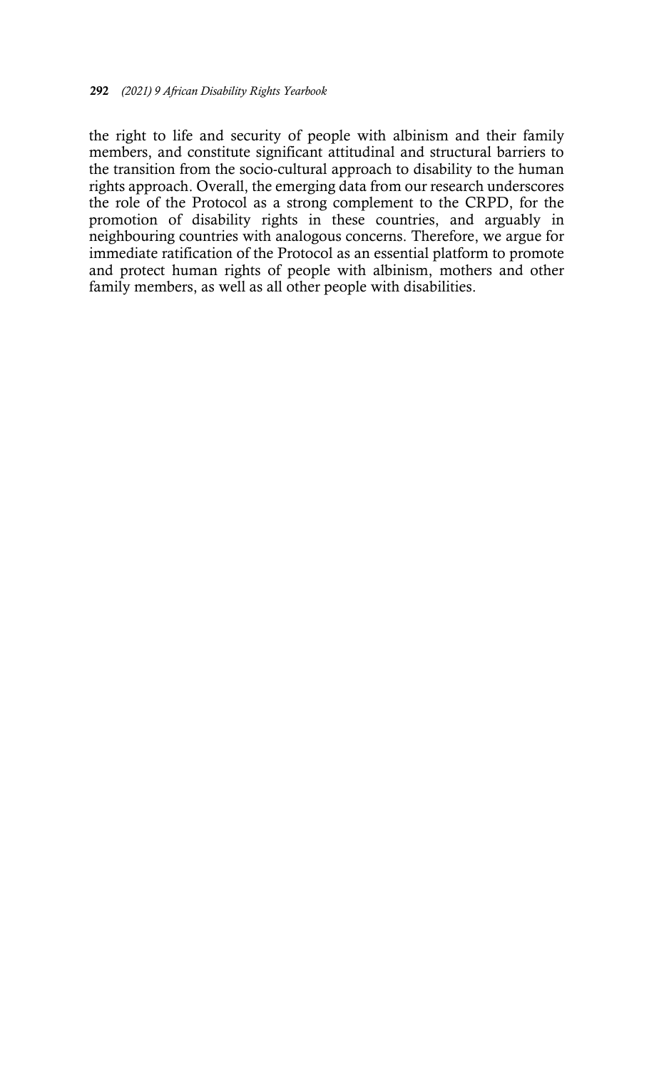the right to life and security of people with albinism and their family members, and constitute significant attitudinal and structural barriers to the transition from the socio-cultural approach to disability to the human rights approach. Overall, the emerging data from our research underscores the role of the Protocol as a strong complement to the CRPD, for the promotion of disability rights in these countries, and arguably in neighbouring countries with analogous concerns. Therefore, we argue for immediate ratification of the Protocol as an essential platform to promote and protect human rights of people with albinism, mothers and other family members, as well as all other people with disabilities.